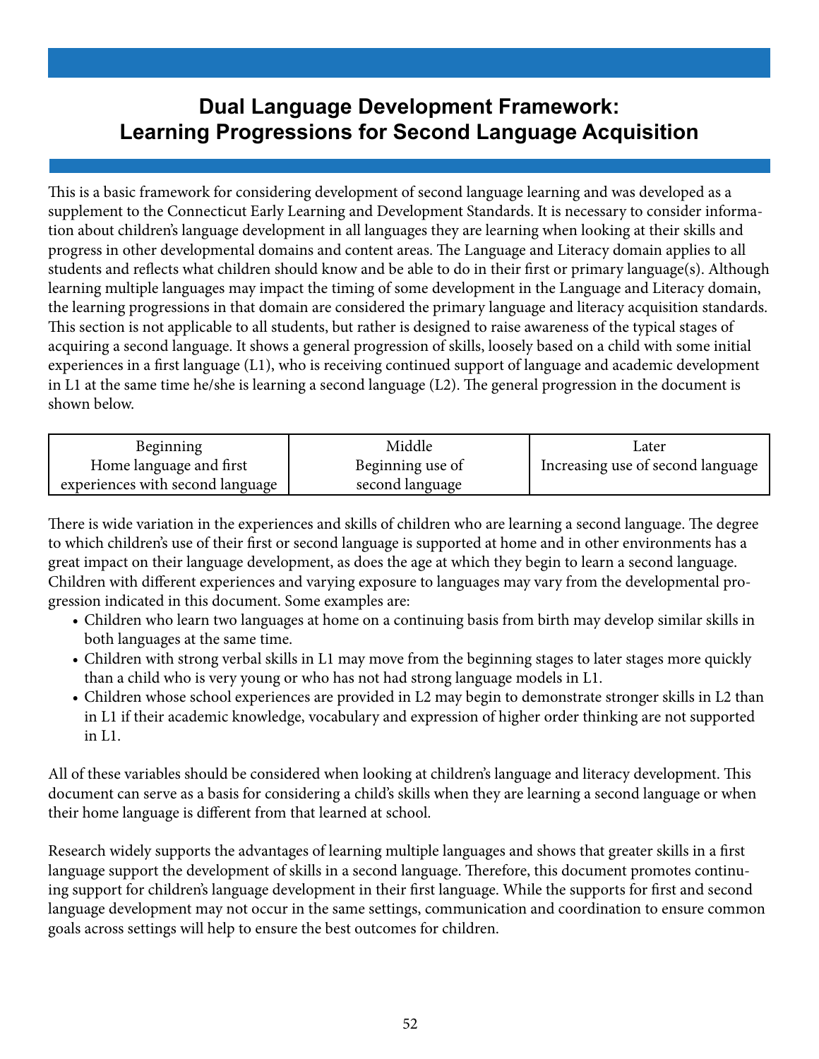# Dual Language Development Framework: Learning Progressions for Second Language Acquisition

This is a basic framework for considering development of second language learning and was developed as a supplement to the Connecticut Early Learning and Development Standards. It is necessary to consider information about children's language development in all languages they are learning when looking at their skills and progress in other developmental domains and content areas. The Language and Literacy domain applies to all students and reflects what children should know and be able to do in their first or primary language(s). Although learning multiple languages may impact the timing of some development in the Language and Literacy domain, the learning progressions in that domain are considered the primary language and literacy acquisition standards. This section is not applicable to all students, but rather is designed to raise awareness of the typical stages of acquiring a second language. It shows a general progression of skills, loosely based on a child with some initial experiences in a first language (L1), who is receiving continued support of language and academic development in L1 at the same time he/she is learning a second language (L2). The general progression in the document is shown below.

| Beginning<br>Home language and first experiences with second language | Middle<br>Beginning use of second language | Later<br>Increasing use of second language |
|---|---|---|

There is wide variation in the experiences and skills of children who are learning a second language. The degree to which children's use of their first or second language is supported at home and in other environments has a great impact on their language development, as does the age at which they begin to learn a second language. Children with different experiences and varying exposure to languages may vary from the developmental progression indicated in this document. Some examples are:

- Children who learn two languages at home on a continuing basis from birth may develop similar skills in both languages at the same time.
- Children with strong verbal skills in L1 may move from the beginning stages to later stages more quickly than a child who is very young or who has not had strong language models in L1.
- Children whose school experiences are provided in L2 may begin to demonstrate stronger skills in L2 than in L1 if their academic knowledge, vocabulary and expression of higher order thinking are not supported in L1.

All of these variables should be considered when looking at children's language and literacy development. This document can serve as a basis for considering a child's skills when they are learning a second language or when their home language is different from that learned at school.

Research widely supports the advantages of learning multiple languages and shows that greater skills in a first language support the development of skills in a second language. Therefore, this document promotes continuing support for children's language development in their first language. While the supports for first and second language development may not occur in the same settings, communication and coordination to ensure common goals across settings will help to ensure the best outcomes for children.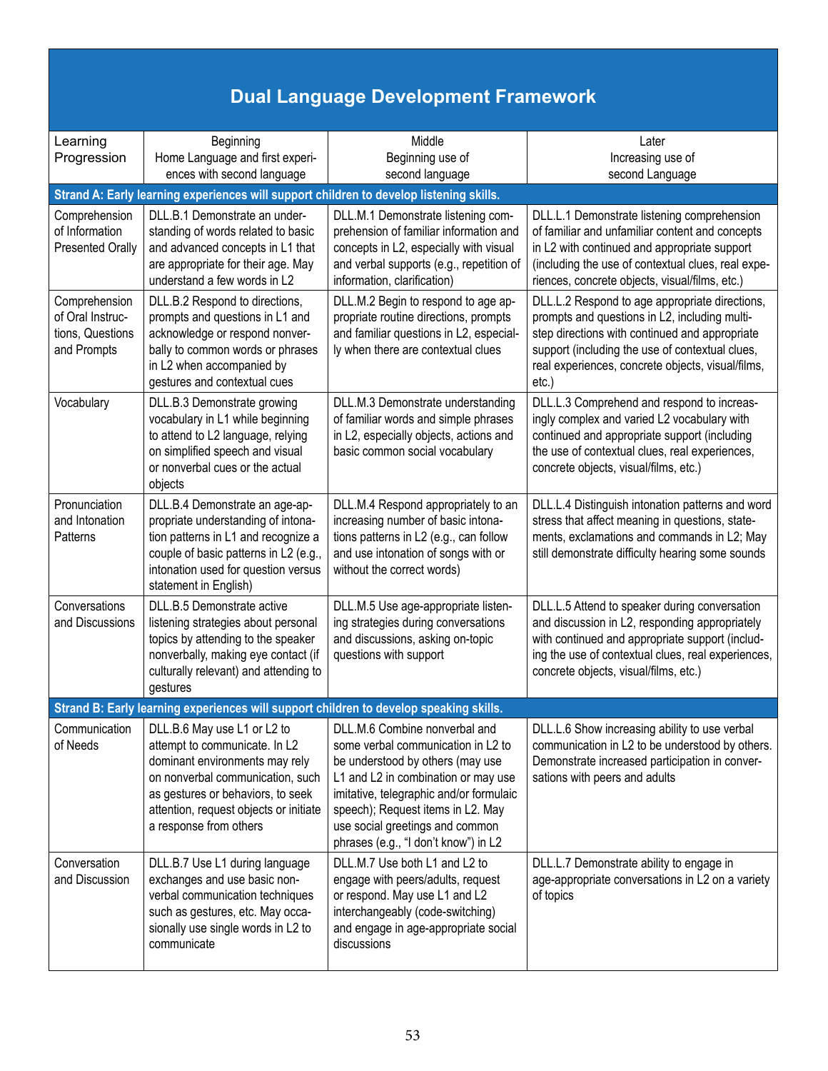## Dual Language Development Framework

| Learning Progression | Beginning Home Language and first experiences with second language | Middle Beginning use of second language | Later Increasing use of second Language |
|---|---|---|---|
| **Strand A: Early learning experiences will support children to develop listening skills.** | | | |
| Comprehension of Information Presented Orally | DLL.B.1 Demonstrate an understanding of words related to basic and advanced concepts in L1 that are appropriate for their age. May understand a few words in L2 | DLL.M.1 Demonstrate listening comprehension of familiar information and concepts in L2, especially with visual and verbal supports (e.g., repetition of information, clarification) | DLL.L.1 Demonstrate listening comprehension of familiar and unfamiliar content and concepts in L2 with continued and appropriate support (including the use of contextual clues, real experiences, concrete objects, visual/films, etc.) |
| Comprehension of Oral Instructions, Questions and Prompts | DLL.B.2 Respond to directions, prompts and questions in L1 and acknowledge or respond nonverbally to common words or phrases in L2 when accompanied by gestures and contextual cues | DLL.M.2 Begin to respond to age appropriate routine directions, prompts and familiar questions in L2, especially when there are contextual clues | DLL.L.2 Respond to age appropriate directions, prompts and questions in L2, including multi-step directions with continued and appropriate support (including the use of contextual clues, real experiences, concrete objects, visual/films, etc.) |
| Vocabulary | DLL.B.3 Demonstrate growing vocabulary in L1 while beginning to attend to L2 language, relying on simplified speech and visual or nonverbal cues or the actual objects | DLL.M.3 Demonstrate understanding of familiar words and simple phrases in L2, especially objects, actions and basic common social vocabulary | DLL.L.3 Comprehend and respond to increasingly complex and varied L2 vocabulary with continued and appropriate support (including the use of contextual clues, real experiences, concrete objects, visual/films, etc.) |
| Pronunciation and Intonation Patterns | DLL.B.4 Demonstrate an age-appropriate understanding of intonation patterns in L1 and recognize a couple of basic patterns in L2 (e.g., intonation used for question versus statement in English) | DLL.M.4 Respond appropriately to an increasing number of basic intonations patterns in L2 (e.g., can follow and use intonation of songs with or without the correct words) | DLL.L.4 Distinguish intonation patterns and word stress that affect meaning in questions, statements, exclamations and commands in L2; May still demonstrate difficulty hearing some sounds |
| Conversations and Discussions | DLL.B.5 Demonstrate active listening strategies about personal topics by attending to the speaker nonverbally, making eye contact (if culturally relevant) and attending to gestures | DLL.M.5 Use age-appropriate listening strategies during conversations and discussions, asking on-topic questions with support | DLL.L.5 Attend to speaker during conversation and discussion in L2, responding appropriately with continued and appropriate support (including the use of contextual clues, real experiences, concrete objects, visual/films, etc.) |
| **Strand B: Early learning experiences will support children to develop speaking skills.** | | | |
| Communication of Needs | DLL.B.6 May use L1 or L2 to attempt to communicate. In L2 dominant environments may rely on nonverbal communication, such as gestures or behaviors, to seek attention, request objects or initiate a response from others | DLL.M.6 Combine nonverbal and some verbal communication in L2 to be understood by others (may use L1 and L2 in combination or may use imitative, telegraphic and/or formulaic speech); Request items in L2. May use social greetings and common phrases (e.g., "I don't know") in L2 | DLL.L.6 Show increasing ability to use verbal communication in L2 to be understood by others. Demonstrate increased participation in conversations with peers and adults |
| Conversation and Discussion | DLL.B.7 Use L1 during language exchanges and use basic nonverbal communication techniques such as gestures, etc. May occasionally use single words in L2 to communicate | DLL.M.7 Use both L1 and L2 to engage with peers/adults, request or respond. May use L1 and L2 interchangeably (code-switching) and engage in age-appropriate social discussions | DLL.L.7 Demonstrate ability to engage in age-appropriate conversations in L2 on a variety of topics |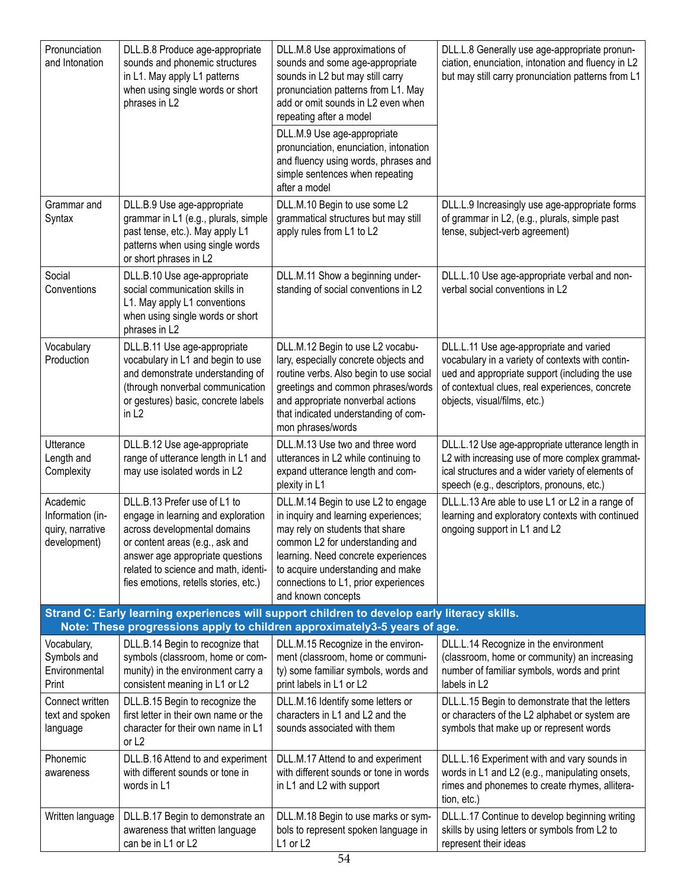| | | | |
|---|---|---|---|
| Pronunciation and Intonation | DLL.B.8 Produce age-appropriate sounds and phonemic structures in L1. May apply L1 patterns when using single words or short phrases in L2 | DLL.M.8 Use approximations of sounds and some age-appropriate sounds in L2 but may still carry pronunciation patterns from L1. May add or omit sounds in L2 even when repeating after a model<br><br>DLL.M.9 Use age-appropriate pronunciation, enunciation, intonation and fluency using words, phrases and simple sentences when repeating after a model | DLL.L.8 Generally use age-appropriate pronunciation, enunciation, intonation and fluency in L2 but may still carry pronunciation patterns from L1 |
| Grammar and Syntax | DLL.B.9 Use age-appropriate grammar in L1 (e.g., plurals, simple past tense, etc.). May apply L1 patterns when using single words or short phrases in L2 | DLL.M.10 Begin to use some L2 grammatical structures but may still apply rules from L1 to L2 | DLL.L.9 Increasingly use age-appropriate forms of grammar in L2, (e.g., plurals, simple past tense, subject-verb agreement) |
| Social Conventions | DLL.B.10 Use age-appropriate social communication skills in L1. May apply L1 conventions when using single words or short phrases in L2 | DLL.M.11 Show a beginning understanding of social conventions in L2 | DLL.L.10 Use age-appropriate verbal and nonverbal social conventions in L2 |
| Vocabulary Production | DLL.B.11 Use age-appropriate vocabulary in L1 and begin to use and demonstrate understanding of (through nonverbal communication or gestures) basic, concrete labels in L2 | DLL.M.12 Begin to use L2 vocabulary, especially concrete objects and routine verbs. Also begin to use social greetings and common phrases/words and appropriate nonverbal actions that indicated understanding of common phrases/words | DLL.L.11 Use age-appropriate and varied vocabulary in a variety of contexts with continued and appropriate support (including the use of contextual clues, real experiences, concrete objects, visual/films, etc.) |
| Utterance Length and Complexity | DLL.B.12 Use age-appropriate range of utterance length in L1 and may use isolated words in L2 | DLL.M.13 Use two and three word utterances in L2 while continuing to expand utterance length and complexity in L1 | DLL.L.12 Use age-appropriate utterance length in L2 with increasing use of more complex grammatical structures and a wider variety of elements of speech (e.g., descriptors, pronouns, etc.) |
| Academic Information (inquiry, narrative development) | DLL.B.13 Prefer use of L1 to engage in learning and exploration across developmental domains or content areas (e.g., ask and answer age appropriate questions related to science and math, identifies emotions, retells stories, etc.) | DLL.M.14 Begin to use L2 to engage in inquiry and learning experiences; may rely on students that share common L2 for understanding and learning. Need concrete experiences to acquire understanding and make connections to L1, prior experiences and known concepts | DLL.L.13 Are able to use L1 or L2 in a range of learning and exploratory contexts with continued ongoing support in L1 and L2 |
| **Strand C: Early learning experiences will support children to develop early literacy skills. Note: These progressions apply to children approximately3-5 years of age.** | | | |
| Vocabulary, Symbols and Environmental Print | DLL.B.14 Begin to recognize that symbols (classroom, home or community) in the environment carry a consistent meaning in L1 or L2 | DLL.M.15 Recognize in the environment (classroom, home or community) some familiar symbols, words and print labels in L1 or L2 | DLL.L.14 Recognize in the environment (classroom, home or community) an increasing number of familiar symbols, words and print labels in L2 |
| Connect written text and spoken language | DLL.B.15 Begin to recognize the first letter in their own name or the character for their own name in L1 or L2 | DLL.M.16 Identify some letters or characters in L1 and L2 and the sounds associated with them | DLL.L.15 Begin to demonstrate that the letters or characters of the L2 alphabet or system are symbols that make up or represent words |
| Phonemic awareness | DLL.B.16 Attend to and experiment with different sounds or tone in words in L1 | DLL.M.17 Attend to and experiment with different sounds or tone in words in L1 and L2 with support | DLL.L.16 Experiment with and vary sounds in words in L1 and L2 (e.g., manipulating onsets, rimes and phonemes to create rhymes, alliteration, etc.) |
| Written language | DLL.B.17 Begin to demonstrate an awareness that written language can be in L1 or L2 | DLL.M.18 Begin to use marks or symbols to represent spoken language in L1 or L2 | DLL.L.17 Continue to develop beginning writing skills by using letters or symbols from L2 to represent their ideas |